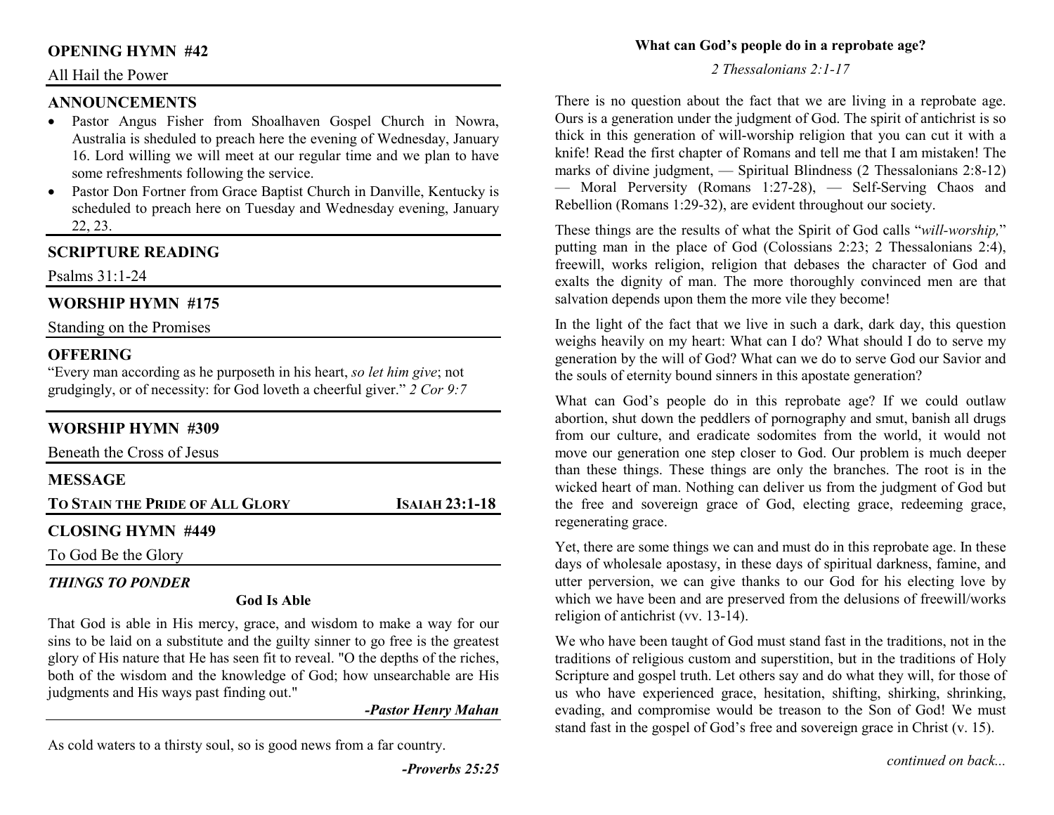## OPENING HYMN #42

All Hail the Power

## ANNOUNCEMENTS

- Pastor Angus Fisher from Shoalhaven Gospel Church in Nowra, Australia is sheduled to preach here the evening of Wednesday, January 16. Lord willing we will meet at our regular time and we plan to have some refreshments following the service.
- Pastor Don Fortner from Grace Baptist Church in Danville, Kentucky is scheduled to preach here on Tuesday and Wednesday evening, January 22, 23.

## SCRIPTURE READING

Psalms 31:1-24

## WORSHIP HYMN #175

Standing on the Promises

## OFFERING

"Every man according as he purposeth in his heart, *so let him give*; not grudgingly, or of necessity: for God loveth a cheerful giver." *2 Cor 9:7*

## WORSHIP HYMN #309

Beneath the Cross of Jesus

## MESSAGE

**TO STAIN THE PRIDE OF ALL GLORY** — **ISAIAH 23:1-18**

## CLOSING HYMN #449

To God Be the Glory

### *THINGS TO PONDER*

**God Is Able**

That God is able in His mercy, grace, and wisdom to make a way for our sins to be laid on a substitute and the guilty sinner to go free is the greatest glory of His nature that He has seen fit to reveal. "O the depths of the riches, both of the wisdom and the knowledge of God; how unsearchable are His judgments and His ways past finding out."

***-Pastor Henry Mahan***

As cold waters to a thirsty soul, so is good news from a far country.

***-Proverbs 25:25***

### What can God's people do in a reprobate age?

*2 Thessalonians 2:1-17*

There is no question about the fact that we are living in a reprobate age. Ours is a generation under the judgment of God. The spirit of antichrist is so thick in this generation of will-worship religion that you can cut it with a knife! Read the first chapter of Romans and tell me that I am mistaken! The marks of divine judgment, — Spiritual Blindness (2 Thessalonians 2:8-12) — Moral Perversity (Romans 1:27-28), — Self-Serving Chaos and Rebellion (Romans 1:29-32), are evident throughout our society.

These things are the results of what the Spirit of God calls "*will-worship,*" putting man in the place of God (Colossians 2:23; 2 Thessalonians 2:4), freewill, works religion, religion that debases the character of God and exalts the dignity of man. The more thoroughly convinced men are that salvation depends upon them the more vile they become!

In the light of the fact that we live in such a dark, dark day, this question weighs heavily on my heart: What can I do? What should I do to serve my generation by the will of God? What can we do to serve God our Savior and the souls of eternity bound sinners in this apostate generation?

What can God's people do in this reprobate age? If we could outlaw abortion, shut down the peddlers of pornography and smut, banish all drugs from our culture, and eradicate sodomites from the world, it would not move our generation one step closer to God. Our problem is much deeper than these things. These things are only the branches. The root is in the wicked heart of man. Nothing can deliver us from the judgment of God but the free and sovereign grace of God, electing grace, redeeming grace, regenerating grace.

Yet, there are some things we can and must do in this reprobate age. In these days of wholesale apostasy, in these days of spiritual darkness, famine, and utter perversion, we can give thanks to our God for his electing love by which we have been and are preserved from the delusions of freewill/works religion of antichrist (vv. 13-14).

We who have been taught of God must stand fast in the traditions, not in the traditions of religious custom and superstition, but in the traditions of Holy Scripture and gospel truth. Let others say and do what they will, for those of us who have experienced grace, hesitation, shifting, shirking, shrinking, evading, and compromise would be treason to the Son of God! We must stand fast in the gospel of God's free and sovereign grace in Christ (v. 15).

*continued on back...*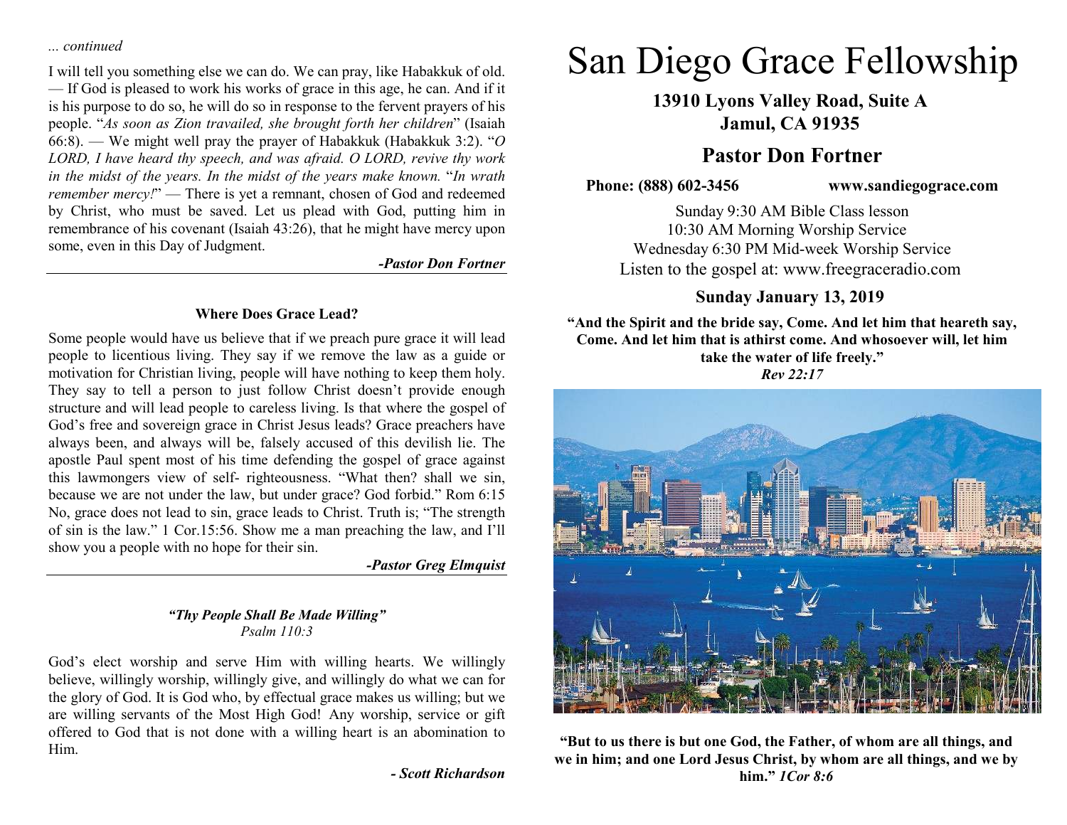*... continued*

I will tell you something else we can do. We can pray, like Habakkuk of old. — If God is pleased to work his works of grace in this age, he can. And if it is his purpose to do so, he will do so in response to the fervent prayers of his people. "*As soon as Zion travailed, she brought forth her children*" (Isaiah 66:8). — We might well pray the prayer of Habakkuk (Habakkuk 3:2). "*O LORD, I have heard thy speech, and was afraid. O LORD, revive thy work in the midst of the years. In the midst of the years make known.* "*In wrath remember mercy!*" — There is yet a remnant, chosen of God and redeemed by Christ, who must be saved. Let us plead with God, putting him in remembrance of his covenant (Isaiah 43:26), that he might have mercy upon some, even in this Day of Judgment.

***-Pastor Don Fortner***

---

### Where Does Grace Lead?

Some people would have us believe that if we preach pure grace it will lead people to licentious living. They say if we remove the law as a guide or motivation for Christian living, people will have nothing to keep them holy. They say to tell a person to just follow Christ doesn't provide enough structure and will lead people to careless living. Is that where the gospel of God's free and sovereign grace in Christ Jesus leads? Grace preachers have always been, and always will be, falsely accused of this devilish lie. The apostle Paul spent most of his time defending the gospel of grace against this lawmongers view of self- righteousness. "What then? shall we sin, because we are not under the law, but under grace? God forbid." Rom 6:15 No, grace does not lead to sin, grace leads to Christ. Truth is; "The strength of sin is the law." 1 Cor.15:56. Show me a man preaching the law, and I'll show you a people with no hope for their sin.

***-Pastor Greg Elmquist***

---

### *"Thy People Shall Be Made Willing"*

*Psalm 110:3*

God's elect worship and serve Him with willing hearts. We willingly believe, willingly worship, willingly give, and willingly do what we can for the glory of God. It is God who, by effectual grace makes us willing; but we are willing servants of the Most High God! Any worship, service or gift offered to God that is not done with a willing heart is an abomination to Him.

***- Scott Richardson***

# San Diego Grace Fellowship

**13910 Lyons Valley Road, Suite A**
**Jamul, CA 91935**

## Pastor Don Fortner

**Phone: (888) 602-3456** **www.sandiegograce.com**

Sunday 9:30 AM Bible Class lesson
10:30 AM Morning Worship Service
Wednesday 6:30 PM Mid-week Worship Service
Listen to the gospel at: www.freegraceradio.com

### Sunday January 13, 2019

**"And the Spirit and the bride say, Come. And let him that heareth say, Come. And let him that is athirst come. And whosoever will, let him take the water of life freely."**
***Rev 22:17***

**"But to us there is but one God, the Father, of whom are all things, and we in him; and one Lord Jesus Christ, by whom are all things, and we by him."** ***1Cor 8:6***